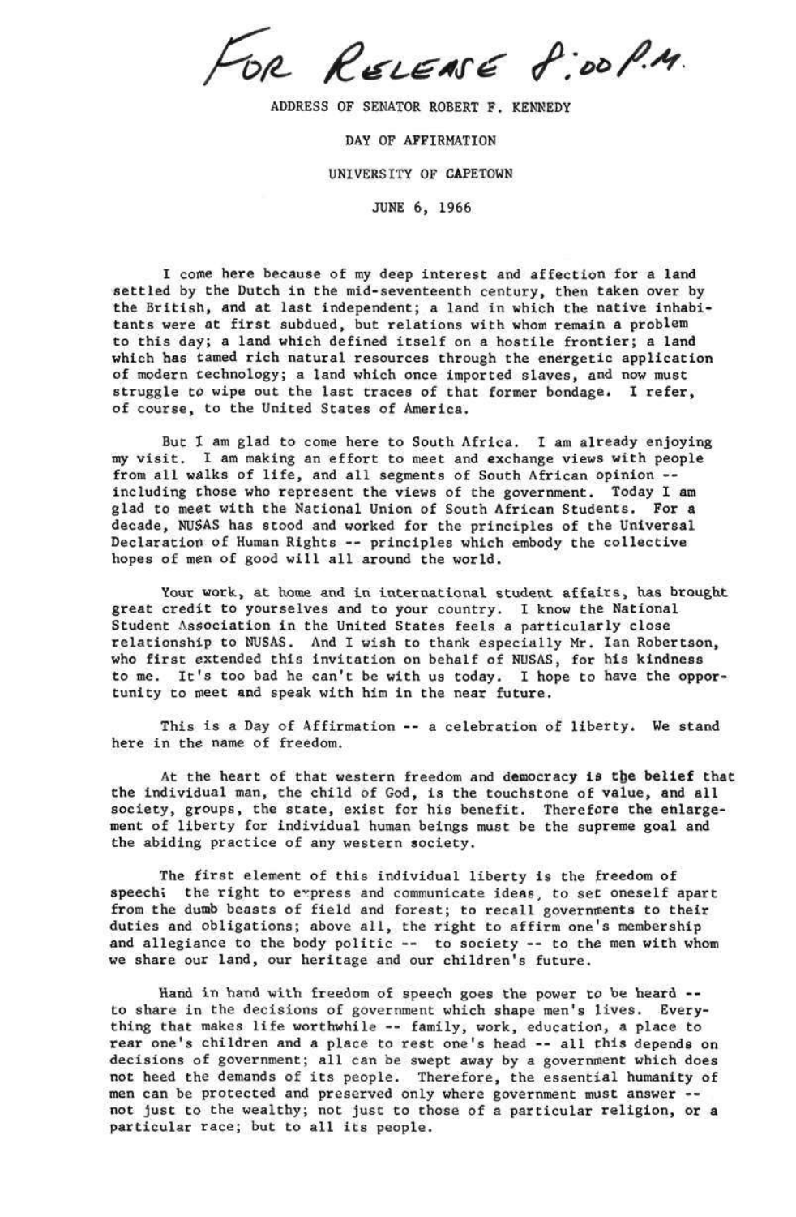*For Release 8:00 P.M.*

ADDRESS OF SENATOR ROBERT F. KENNEDY

DAY OF AFFIRMATION

UNIVERSITY OF CAPETOWN

JUNE 6, 1966

I come here because of my deep interest and affection for a land settled by the Dutch in the mid-seventeenth century, then taken over by the British, and at last independent; a land in which the native inhabitants were at first subdued, but relations with whom remain a problem to this day; a land which defined itself on a hostile frontier; a land which has tamed rich natural resources through the energetic application of modern technology; a land which once imported slaves, and now must struggle to wipe out the last traces of that former bondage. I refer, of course, to the United States of America.

But I am glad to come here to South Africa. I am already enjoying my visit. I am making an effort to meet and exchange views with people from all walks of life, and all segments of South African opinion -- including those who represent the views of the government. Today I am glad to meet with the National Union of South African Students. For a decade, NUSAS has stood and worked for the principles of the Universal Declaration of Human Rights -- principles which embody the collective hopes of men of good will all around the world.

Your work, at home and in international student affairs, has brought great credit to yourselves and to your country. I know the National Student Association in the United States feels a particularly close relationship to NUSAS. And I wish to thank especially Mr. Ian Robertson, who first extended this invitation on behalf of NUSAS, for his kindness to me. It's too bad he can't be with us today. I hope to have the opportunity to meet and speak with him in the near future.

This is a Day of Affirmation -- a celebration of liberty. We stand here in the name of freedom.

At the heart of that western freedom and democracy is the belief that the individual man, the child of God, is the touchstone of value, and all society, groups, the state, exist for his benefit. Therefore the enlargement of liberty for individual human beings must be the supreme goal and the abiding practice of any western society.

The first element of this individual liberty is the freedom of speech; the right to express and communicate ideas, to set oneself apart from the dumb beasts of field and forest; to recall governments to their duties and obligations; above all, the right to affirm one's membership and allegiance to the body politic -- to society -- to the men with whom we share our land, our heritage and our children's future.

Hand in hand with freedom of speech goes the power to be heard -- to share in the decisions of government which shape men's lives. Everything that makes life worthwhile -- family, work, education, a place to rear one's children and a place to rest one's head -- all this depends on decisions of government; all can be swept away by a government which does not heed the demands of its people. Therefore, the essential humanity of men can be protected and preserved only where government must answer -- not just to the wealthy; not just to those of a particular religion, or a particular race; but to all its people.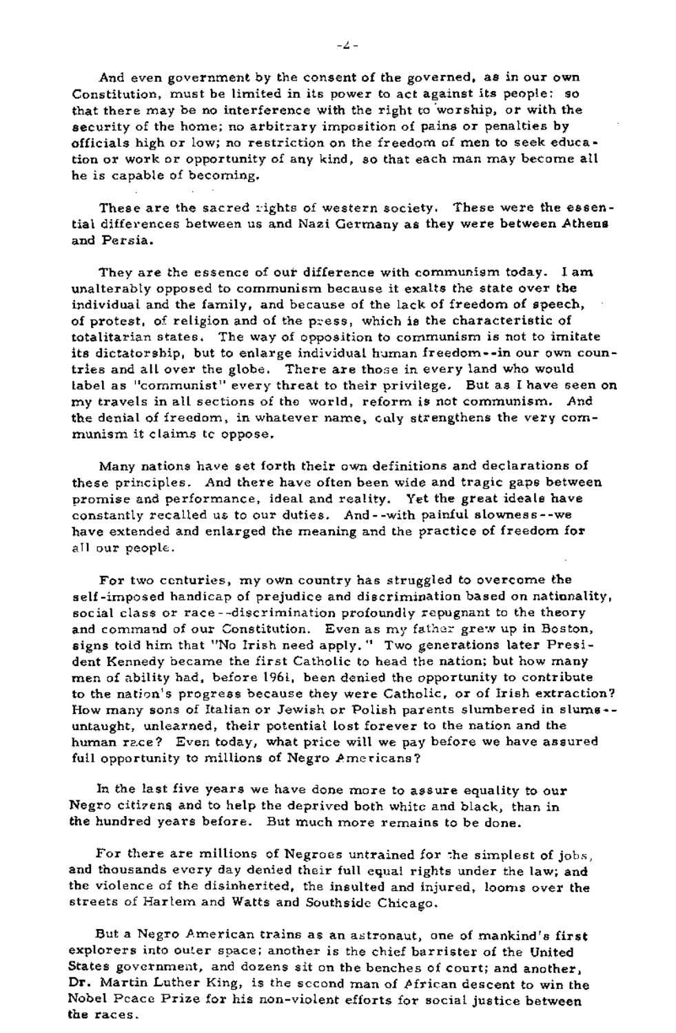And even government by the consent of the governed, as in our own Constitution, must be limited in its power to act against its people: so that there may be no interference with the right to worship, or with the security of the home; no arbitrary imposition of pains or penalties by officials high or low; no restriction on the freedom of men to seek education or work or opportunity of any kind, so that each man may become all he is capable of becoming.

These are the sacred rights of western society. These were the essential differences between us and Nazi Germany as they were between Athens and Persia.

They are the essence of our difference with communism today. I am unalterably opposed to communism because it exalts the state over the individual and the family, and because of the lack of freedom of speech, of protest, of religion and of the press, which is the characteristic of totalitarian states. The way of opposition to communism is not to imitate its dictatorship, but to enlarge individual human freedom--in our own countries and all over the globe. There are those in every land who would label as "communist" every threat to their privilege. But as I have seen on my travels in all sections of the world, reform is not communism. And the denial of freedom, in whatever name, only strengthens the very communism it claims to oppose.

Many nations have set forth their own definitions and declarations of these principles. And there have often been wide and tragic gaps between promise and performance, ideal and reality. Yet the great ideals have constantly recalled us to our duties. And--with painful slowness--we have extended and enlarged the meaning and the practice of freedom for all our people.

For two centuries, my own country has struggled to overcome the self-imposed handicap of prejudice and discrimination based on nationality, social class or race--discrimination profoundly repugnant to the theory and command of our Constitution. Even as my father grew up in Boston, signs told him that "No Irish need apply." Two generations later President Kennedy became the first Catholic to head the nation; but how many men of ability had, before 1961, been denied the opportunity to contribute to the nation's progress because they were Catholic, or of Irish extraction? How many sons of Italian or Jewish or Polish parents slumbered in slums--untaught, unlearned, their potential lost forever to the nation and the human race? Even today, what price will we pay before we have assured full opportunity to millions of Negro Americans?

In the last five years we have done more to assure equality to our Negro citizens and to help the deprived both white and black, than in the hundred years before. But much more remains to be done.

For there are millions of Negroes untrained for the simplest of jobs, and thousands every day denied their full equal rights under the law; and the violence of the disinherited, the insulted and injured, looms over the streets of Harlem and Watts and Southside Chicago.

But a Negro American trains as an astronaut, one of mankind's first explorers into outer space; another is the chief barrister of the United States government, and dozens sit on the benches of court; and another, Dr. Martin Luther King, is the second man of African descent to win the Nobel Peace Prize for his non-violent efforts for social justice between the races.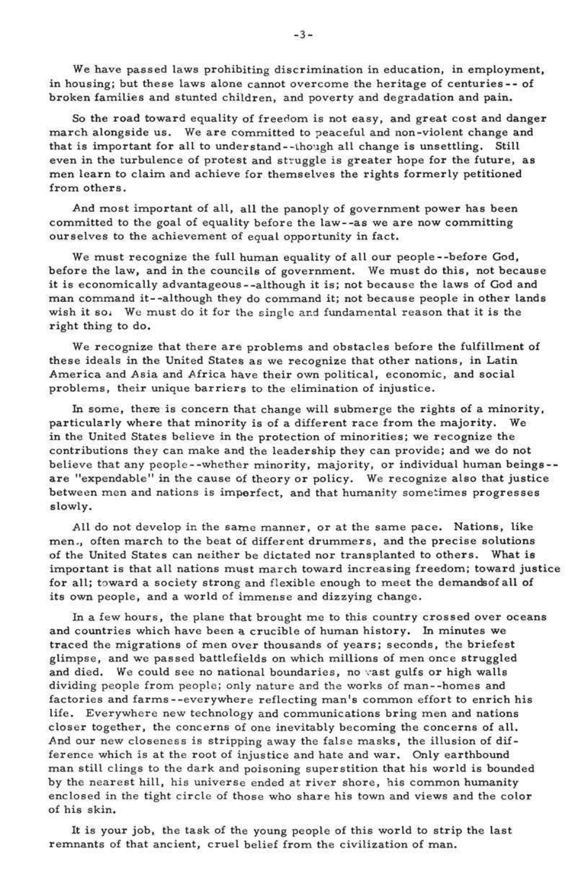We have passed laws prohibiting discrimination in education, in employment, in housing; but these laws alone cannot overcome the heritage of centuries-- of broken families and stunted children, and poverty and degradation and pain.

So the road toward equality of freedom is not easy, and great cost and danger march alongside us. We are committed to peaceful and non-violent change and that is important for all to understand--though all change is unsettling. Still even in the turbulence of protest and struggle is greater hope for the future, as men learn to claim and achieve for themselves the rights formerly petitioned from others.

And most important of all, all the panoply of government power has been committed to the goal of equality before the law--as we are now committing ourselves to the achievement of equal opportunity in fact.

We must recognize the full human equality of all our people--before God, before the law, and in the councils of government. We must do this, not because it is economically advantageous--although it is; not because the laws of God and man command it--although they do command it; not because people in other lands wish it so. We must do it for the single and fundamental reason that it is the right thing to do.

We recognize that there are problems and obstacles before the fulfillment of these ideals in the United States as we recognize that other nations, in Latin America and Asia and Africa have their own political, economic, and social problems, their unique barriers to the elimination of injustice.

In some, there is concern that change will submerge the rights of a minority, particularly where that minority is of a different race from the majority. We in the United States believe in the protection of minorities; we recognize the contributions they can make and the leadership they can provide; and we do not believe that any people--whether minority, majority, or individual human beings--are "expendable" in the cause of theory or policy. We recognize also that justice between men and nations is imperfect, and that humanity sometimes progresses slowly.

All do not develop in the same manner, or at the same pace. Nations, like men, often march to the beat of different drummers, and the precise solutions of the United States can neither be dictated nor transplanted to others. What is important is that all nations must march toward increasing freedom; toward justice for all; toward a society strong and flexible enough to meet the demands of all of its own people, and a world of immense and dizzying change.

In a few hours, the plane that brought me to this country crossed over oceans and countries which have been a crucible of human history. In minutes we traced the migrations of men over thousands of years; seconds, the briefest glimpse, and we passed battlefields on which millions of men once struggled and died. We could see no national boundaries, no vast gulfs or high walls dividing people from people; only nature and the works of man--homes and factories and farms--everywhere reflecting man's common effort to enrich his life. Everywhere new technology and communications bring men and nations closer together, the concerns of one inevitably becoming the concerns of all. And our new closeness is stripping away the false masks, the illusion of difference which is at the root of injustice and hate and war. Only earthbound man still clings to the dark and poisoning superstition that his world is bounded by the nearest hill, his universe ended at river shore, his common humanity enclosed in the tight circle of those who share his town and views and the color of his skin.

It is your job, the task of the young people of this world to strip the last remnants of that ancient, cruel belief from the civilization of man.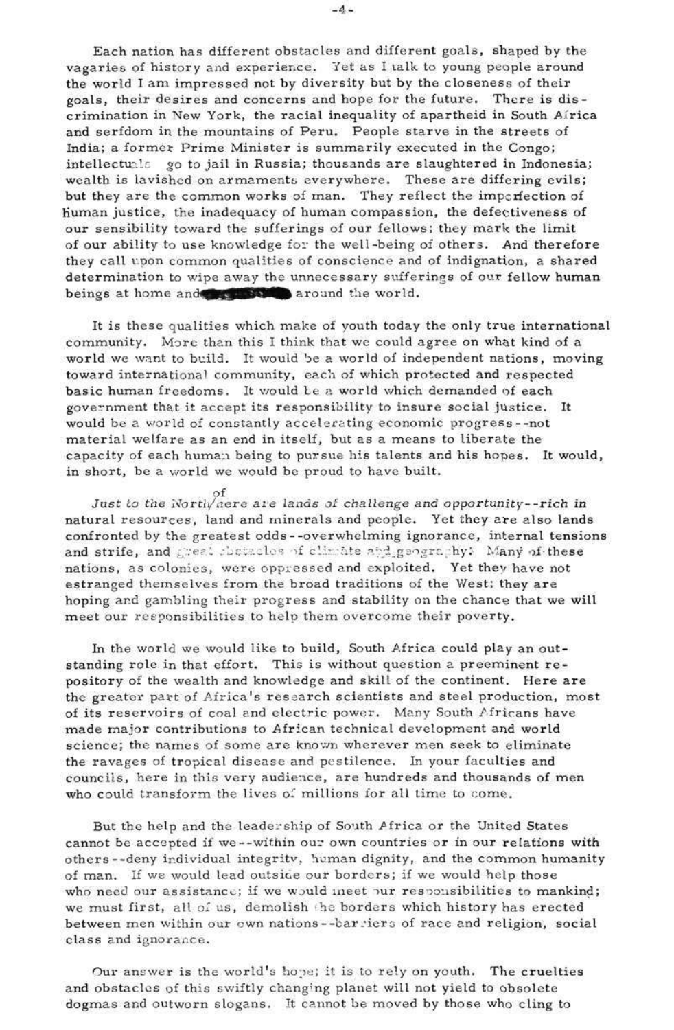Each nation has different obstacles and different goals, shaped by the vagaries of history and experience. Yet as I talk to young people around the world I am impressed not by diversity but by the closeness of their goals, their desires and concerns and hope for the future. There is discrimination in New York, the racial inequality of apartheid in South Africa and serfdom in the mountains of Peru. People starve in the streets of India; a former Prime Minister is summarily executed in the Congo; intellectuals go to jail in Russia; thousands are slaughtered in Indonesia; wealth is lavished on armaments everywhere. These are differing evils; but they are the common works of man. They reflect the imperfection of human justice, the inadequacy of human compassion, the defectiveness of our sensibility toward the sufferings of our fellows; they mark the limit of our ability to use knowledge for the well-being of others. And therefore they call upon common qualities of conscience and of indignation, a shared determination to wipe away the unnecessary sufferings of our fellow human beings at home and around the world.

It is these qualities which make of youth today the only true international community. More than this I think that we could agree on what kind of a world we want to build. It would be a world of independent nations, moving toward international community, each of which protected and respected basic human freedoms. It would be a world which demanded of each government that it accept its responsibility to insure social justice. It would be a world of constantly accelerating economic progress--not material welfare as an end in itself, but as a means to liberate the capacity of each human being to pursue his talents and his hopes. It would, in short, be a world we would be proud to have built.

*Just to the North of here are lands of challenge and opportunity--rich in* natural resources, land and minerals and people. Yet they are also lands confronted by the greatest odds--overwhelming ignorance, internal tensions and strife, and great obstacles of climate and geography. Many of these nations, as colonies, were oppressed and exploited. Yet they have not estranged themselves from the broad traditions of the West; they are hoping and gambling their progress and stability on the chance that we will meet our responsibilities to help them overcome their poverty.

In the world we would like to build, South Africa could play an outstanding role in that effort. This is without question a preeminent repository of the wealth and knowledge and skill of the continent. Here are the greater part of Africa's research scientists and steel production, most of its reservoirs of coal and electric power. Many South Africans have made major contributions to African technical development and world science; the names of some are known wherever men seek to eliminate the ravages of tropical disease and pestilence. In your faculties and councils, here in this very audience, are hundreds and thousands of men who could transform the lives of millions for all time to come.

But the help and the leadership of South Africa or the United States cannot be accepted if we--within our own countries or in our relations with others--deny individual integrity, human dignity, and the common humanity of man. If we would lead outside our borders; if we would help those who need our assistance; if we would meet our responsibilities to mankind; we must first, all of us, demolish the borders which history has erected between men within our own nations--barriers of race and religion, social class and ignorance.

Our answer is the world's hope; it is to rely on youth. The cruelties and obstacles of this swiftly changing planet will not yield to obsolete dogmas and outworn slogans. It cannot be moved by those who cling to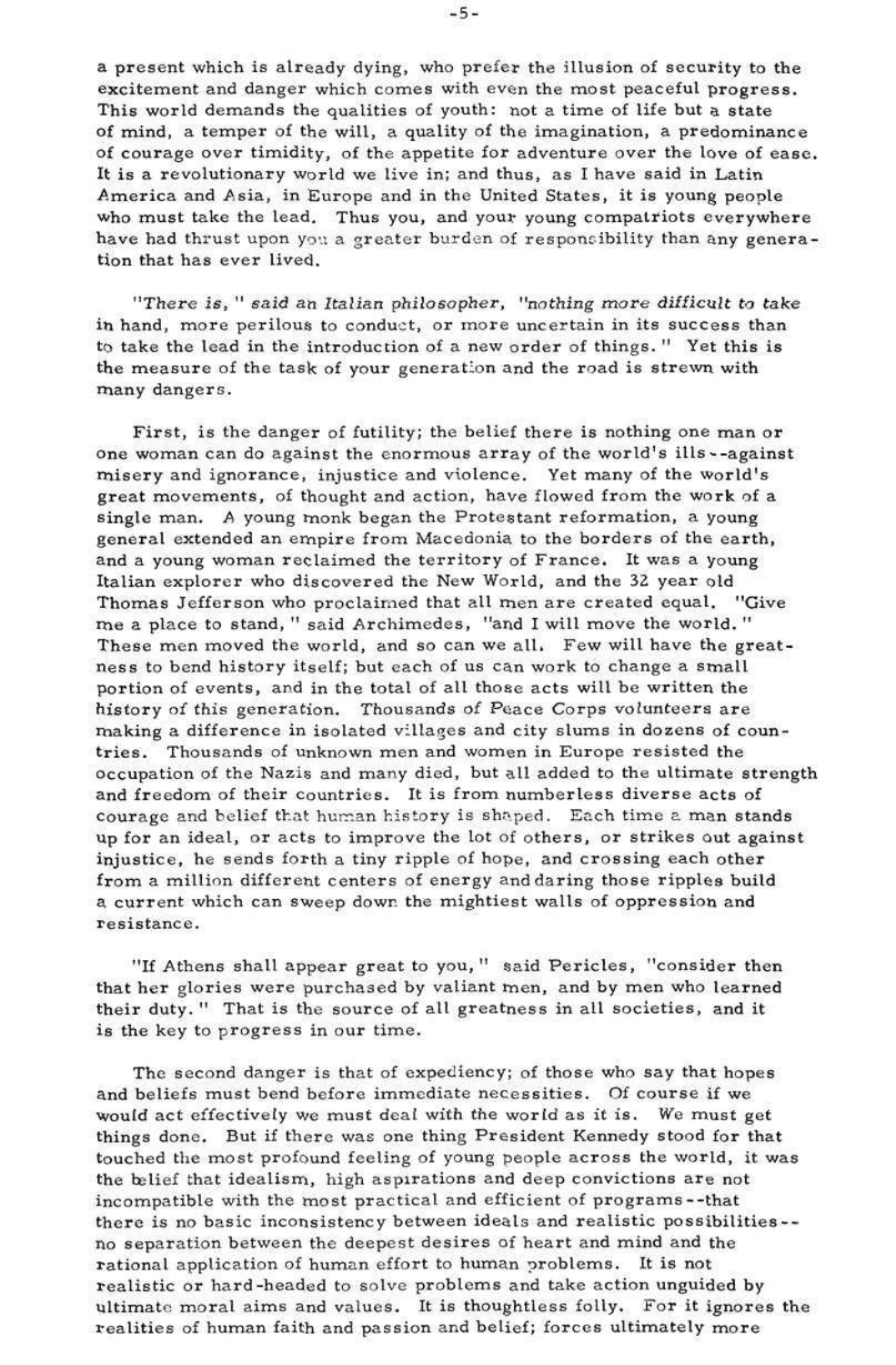a present which is already dying, who prefer the illusion of security to the excitement and danger which comes with even the most peaceful progress. This world demands the qualities of youth: not a time of life but a state of mind, a temper of the will, a quality of the imagination, a predominance of courage over timidity, of the appetite for adventure over the love of ease. It is a revolutionary world we live in; and thus, as I have said in Latin America and Asia, in Europe and in the United States, it is young people who must take the lead. Thus you, and your young compatriots everywhere have had thrust upon you a greater burden of responsibility than any generation that has ever lived.

"*There is,*" *said an Italian philosopher,* "*nothing more difficult to take in hand, more perilous to conduct, or more uncertain in its success than to take the lead in the introduction of a new order of things.*" Yet this is the measure of the task of your generation and the road is strewn with many dangers.

First, is the danger of futility; the belief there is nothing one man or one woman can do against the enormous array of the world's ills--against misery and ignorance, injustice and violence. Yet many of the world's great movements, of thought and action, have flowed from the work of a single man. A young monk began the Protestant reformation, a young general extended an empire from Macedonia to the borders of the earth, and a young woman reclaimed the territory of France. It was a young Italian explorer who discovered the New World, and the 32 year old Thomas Jefferson who proclaimed that all men are created equal. "Give me a place to stand," said Archimedes, "and I will move the world." These men moved the world, and so can we all. Few will have the greatness to bend history itself; but each of us can work to change a small portion of events, and in the total of all those acts will be written the history of this generation. Thousands of Peace Corps volunteers are making a difference in isolated villages and city slums in dozens of countries. Thousands of unknown men and women in Europe resisted the occupation of the Nazis and many died, but all added to the ultimate strength and freedom of their countries. It is from numberless diverse acts of courage and belief that human history is shaped. Each time a man stands up for an ideal, or acts to improve the lot of others, or strikes out against injustice, he sends forth a tiny ripple of hope, and crossing each other from a million different centers of energy and daring those ripples build a current which can sweep down the mightiest walls of oppression and resistance.

"If Athens shall appear great to you," said Pericles, "consider then that her glories were purchased by valiant men, and by men who learned their duty." That is the source of all greatness in all societies, and it is the key to progress in our time.

The second danger is that of expediency; of those who say that hopes and beliefs must bend before immediate necessities. Of course if we would act effectively we must deal with the world as it is. We must get things done. But if there was one thing President Kennedy stood for that touched the most profound feeling of young people across the world, it was the belief that idealism, high aspirations and deep convictions are not incompatible with the most practical and efficient of programs--that there is no basic inconsistency between ideals and realistic possibilities--no separation between the deepest desires of heart and mind and the rational application of human effort to human problems. It is not realistic or hard-headed to solve problems and take action unguided by ultimate moral aims and values. It is thoughtless folly. For it ignores the realities of human faith and passion and belief; forces ultimately more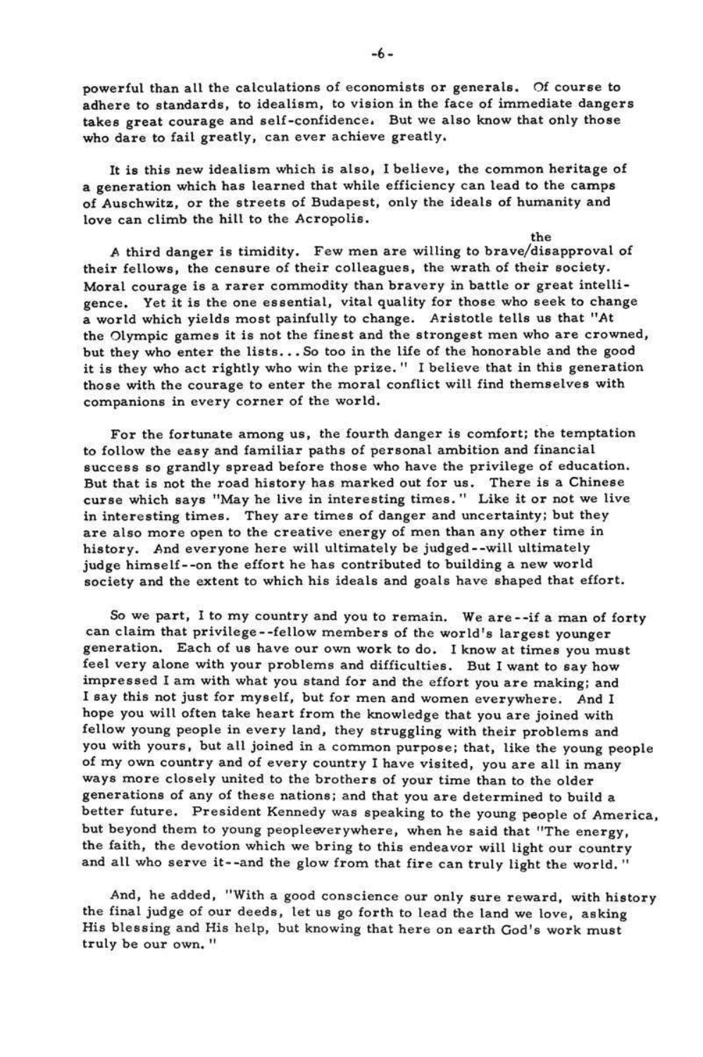powerful than all the calculations of economists or generals. Of course to adhere to standards, to idealism, to vision in the face of immediate dangers takes great courage and self-confidence. But we also know that only those who dare to fail greatly, can ever achieve greatly.

It is this new idealism which is also, I believe, the common heritage of a generation which has learned that while efficiency can lead to the camps of Auschwitz, or the streets of Budapest, only the ideals of humanity and love can climb the hill to the Acropolis.

A third danger is timidity. Few men are willing to brave the disapproval of their fellows, the censure of their colleagues, the wrath of their society. Moral courage is a rarer commodity than bravery in battle or great intelligence. Yet it is the one essential, vital quality for those who seek to change a world which yields most painfully to change. Aristotle tells us that "At the Olympic games it is not the finest and the strongest men who are crowned, but they who enter the lists... So too in the life of the honorable and the good it is they who act rightly who win the prize." I believe that in this generation those with the courage to enter the moral conflict will find themselves with companions in every corner of the world.

For the fortunate among us, the fourth danger is comfort; the temptation to follow the easy and familiar paths of personal ambition and financial success so grandly spread before those who have the privilege of education. But that is not the road history has marked out for us. There is a Chinese curse which says "May he live in interesting times." Like it or not we live in interesting times. They are times of danger and uncertainty; but they are also more open to the creative energy of men than any other time in history. And everyone here will ultimately be judged--will ultimately judge himself--on the effort he has contributed to building a new world society and the extent to which his ideals and goals have shaped that effort.

So we part, I to my country and you to remain. We are--if a man of forty can claim that privilege--fellow members of the world's largest younger generation. Each of us have our own work to do. I know at times you must feel very alone with your problems and difficulties. But I want to say how impressed I am with what you stand for and the effort you are making; and I say this not just for myself, but for men and women everywhere. And I hope you will often take heart from the knowledge that you are joined with fellow young people in every land, they struggling with their problems and you with yours, but all joined in a common purpose; that, like the young people of my own country and of every country I have visited, you are all in many ways more closely united to the brothers of your time than to the older generations of any of these nations; and that you are determined to build a better future. President Kennedy was speaking to the young people of America, but beyond them to young people everywhere, when he said that "The energy, the faith, the devotion which we bring to this endeavor will light our country and all who serve it--and the glow from that fire can truly light the world."

And, he added, "With a good conscience our only sure reward, with history the final judge of our deeds, let us go forth to lead the land we love, asking His blessing and His help, but knowing that here on earth God's work must truly be our own."